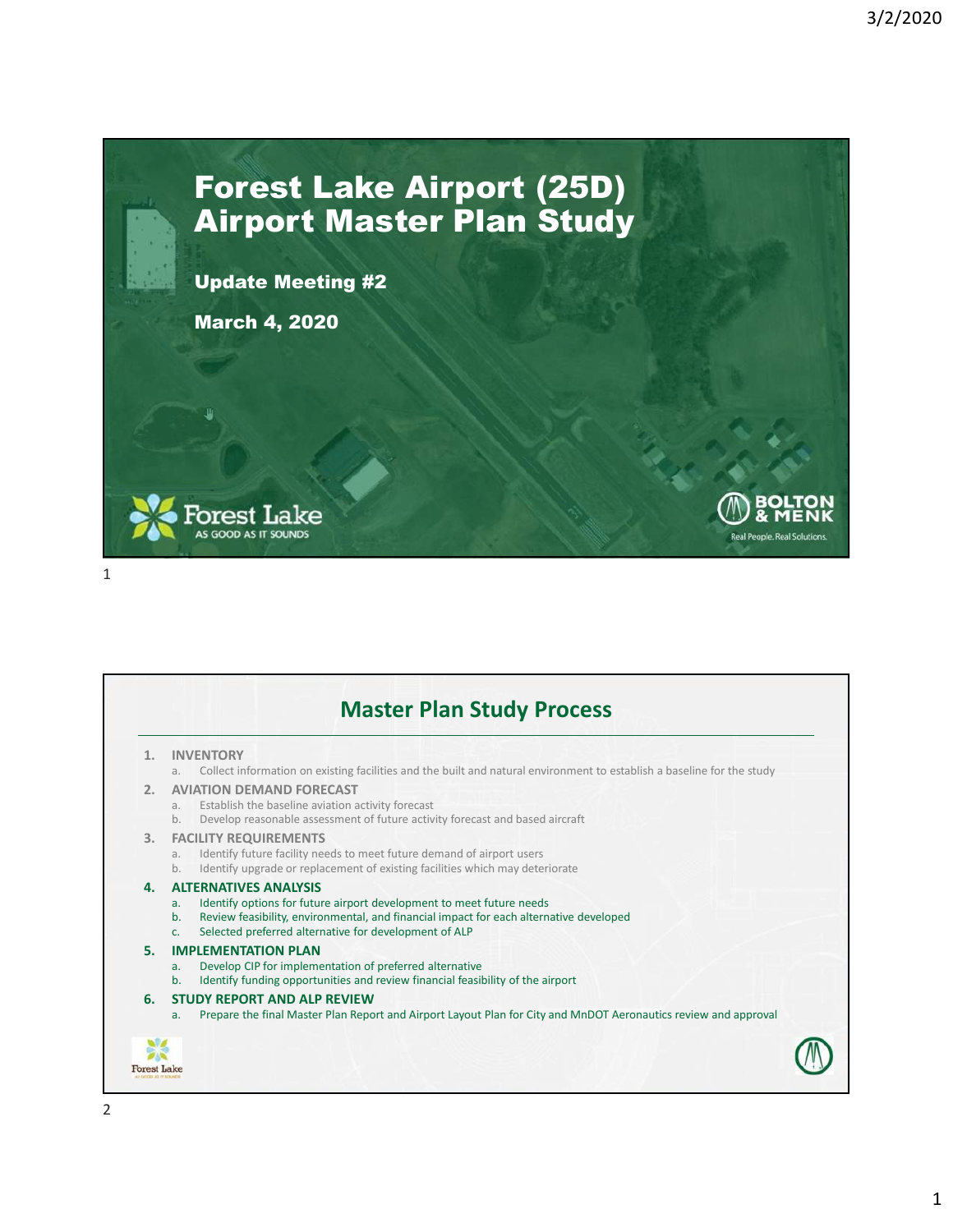# Forest Lake Airport (25D) Airport Master Plan Study

**Update Meeting #2**

**March 4, 2020**

Forest Lake
AS GOOD AS IT SOUNDS

BOLTON & MENK
Real People. Real Solutions.

## Master Plan Study Process

1. **INVENTORY**
   a. Collect information on existing facilities and the built and natural environment to establish a baseline for the study
2. **AVIATION DEMAND FORECAST**
   a. Establish the baseline aviation activity forecast
   b. Develop reasonable assessment of future activity forecast and based aircraft
3. **FACILITY REQUIREMENTS**
   a. Identify future facility needs to meet future demand of airport users
   b. Identify upgrade or replacement of existing facilities which may deteriorate
4. **ALTERNATIVES ANALYSIS**
   a. Identify options for future airport development to meet future needs
   b. Review feasibility, environmental, and financial impact for each alternative developed
   c. Selected preferred alternative for development of ALP
5. **IMPLEMENTATION PLAN**
   a. Develop CIP for implementation of preferred alternative
   b. Identify funding opportunities and review financial feasibility of the airport
6. **STUDY REPORT AND ALP REVIEW**
   a. Prepare the final Master Plan Report and Airport Layout Plan for City and MnDOT Aeronautics review and approval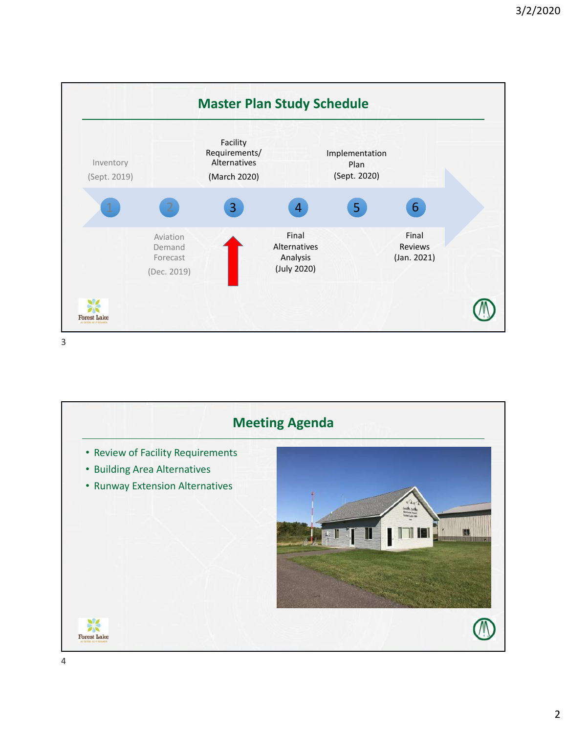## Master Plan Study Schedule

1. Inventory (Sept. 2019)
2. Aviation Demand Forecast (Dec. 2019)
3. Facility Requirements/ Alternatives (March 2020)
4. Final Alternatives Analysis (July 2020)
5. Implementation Plan (Sept. 2020)
6. Final Reviews (Jan. 2021)

## Meeting Agenda

- Review of Facility Requirements
- Building Area Alternatives
- Runway Extension Alternatives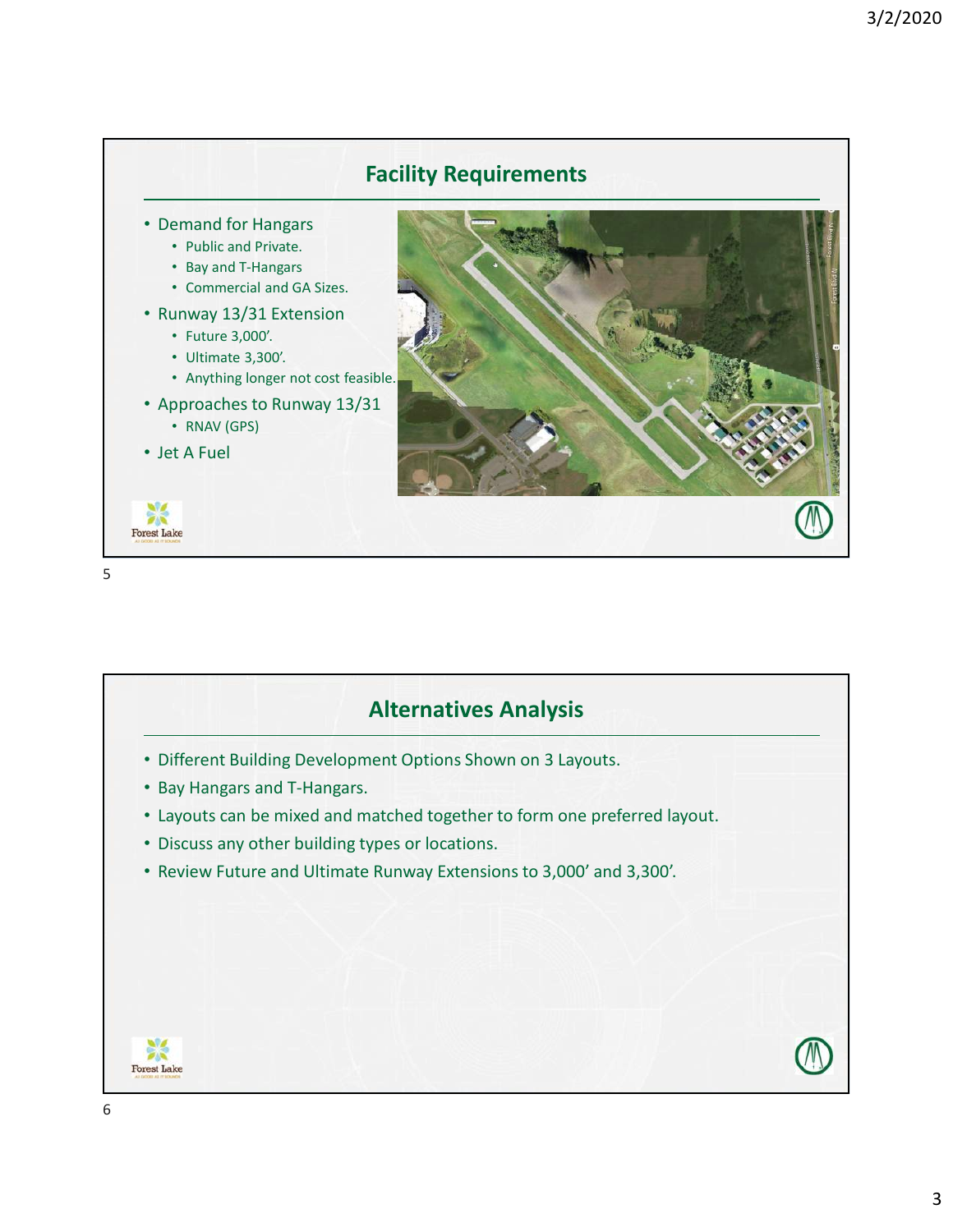## Facility Requirements

- Demand for Hangars
  - Public and Private.
  - Bay and T-Hangars
  - Commercial and GA Sizes.
- Runway 13/31 Extension
  - Future 3,000’.
  - Ultimate 3,300’.
  - Anything longer not cost feasible.
- Approaches to Runway 13/31
  - RNAV (GPS)
- Jet A Fuel

## Alternatives Analysis

- Different Building Development Options Shown on 3 Layouts.
- Bay Hangars and T-Hangars.
- Layouts can be mixed and matched together to form one preferred layout.
- Discuss any other building types or locations.
- Review Future and Ultimate Runway Extensions to 3,000’ and 3,300’.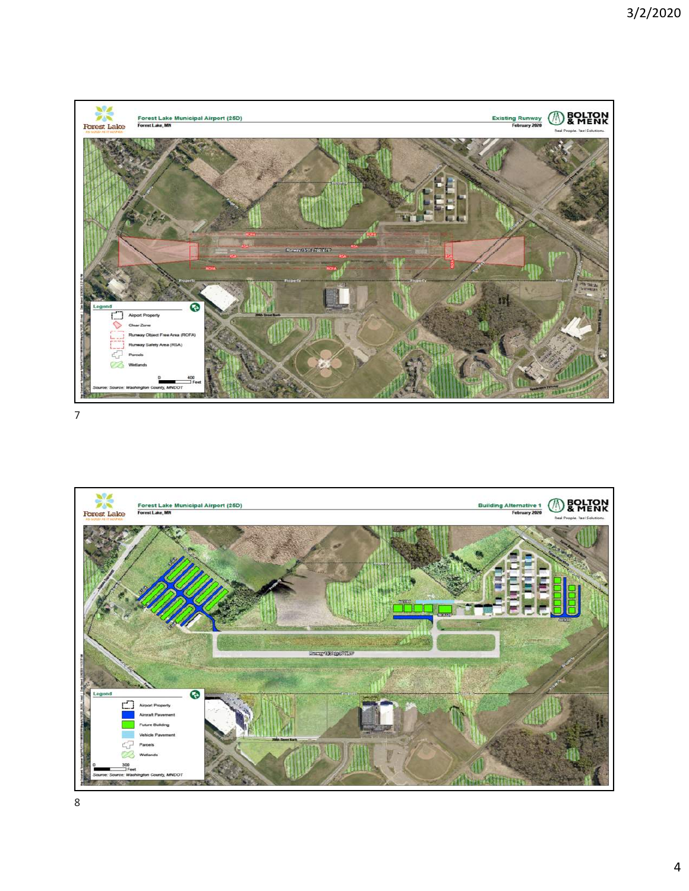## Forest Lake Municipal Airport (25D)

Forest Lake, MN

**Existing Runway**
February 2020

BOLTON & MENK — Real People. Real Solutions.

Runway 13/31 2,700' X 75'

**Legend**

- Airport Property
- Clear Zone
- Runway Object Free Area (ROFA)
- Runway Safety Area (RSA)
- Parcels
- Wetlands

0 — 400 Feet

Source: Source: Washington County, MNDOT

## Forest Lake Municipal Airport (25D)

Forest Lake, MN

**Building Alternative 1**
February 2020

BOLTON & MENK — Real People. Real Solutions.

**Legend**

- Airport Property
- Aircraft Pavement
- Future Building
- Vehicle Pavement
- Parcels
- Wetlands

0 — 300 Feet

Source: Source: Washington County, MNDOT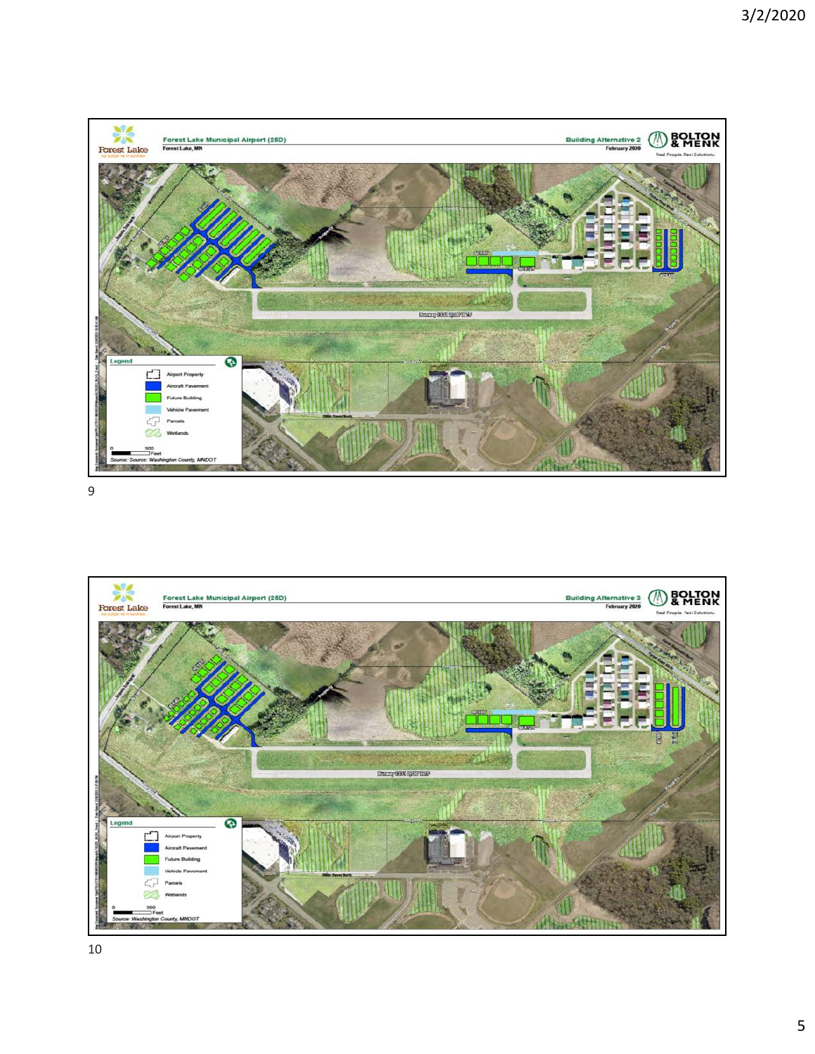Forest Lake Municipal Airport (25D)
Forest Lake, MN

Building Alternative 2
February 2020

BOLTON & MENK
Real People. Real Solutions.

Legend
- Airport Property
- Aircraft Pavement
- Future Building
- Vehicle Pavement
- Parcels
- Wetlands

0 300 Feet

Source: Source: Washington County, MNDOT

Forest Lake Municipal Airport (25D)
Forest Lake, MN

Building Alternative 3
February 2020

BOLTON & MENK
Real People. Real Solutions.

Legend
- Airport Property
- Aircraft Pavement
- Future Building
- Vehicle Pavement
- Parcels
- Wetlands

0 300 Feet

Source: Washington County, MNDOT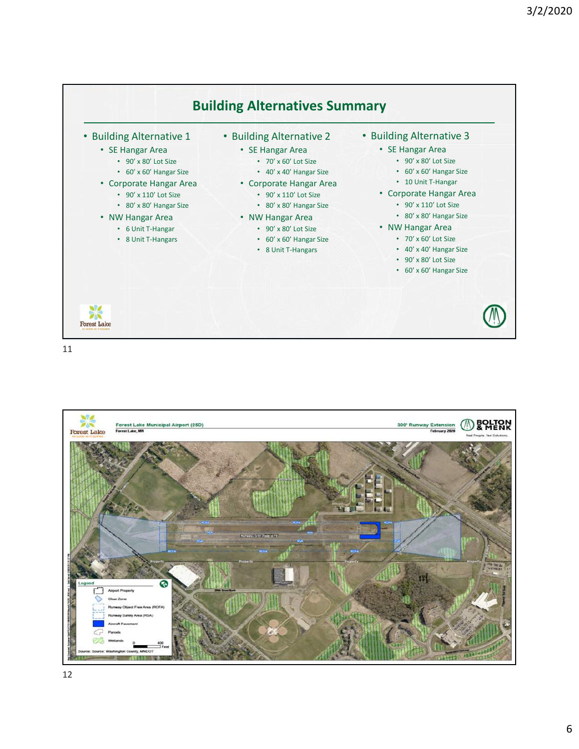## Building Alternatives Summary

- Building Alternative 1
  - SE Hangar Area
    - 90' x 80' Lot Size
    - 60' x 60' Hangar Size
  - Corporate Hangar Area
    - 90' x 110' Lot Size
    - 80' x 80' Hangar Size
  - NW Hangar Area
    - 6 Unit T-Hangar
    - 8 Unit T-Hangars
- Building Alternative 2
  - SE Hangar Area
    - 70' x 60' Lot Size
    - 40' x 40' Hangar Size
  - Corporate Hangar Area
    - 90' x 110' Lot Size
    - 80' x 80' Hangar Size
  - NW Hangar Area
    - 90' x 80' Lot Size
    - 60' x 60' Hangar Size
    - 8 Unit T-Hangars
- Building Alternative 3
  - SE Hangar Area
    - 90' x 80' Lot Size
    - 60' x 60' Hangar Size
    - 10 Unit T-Hangar
  - Corporate Hangar Area
    - 90' x 110' Lot Size
    - 80' x 80' Hangar Size
  - NW Hangar Area
    - 70' x 60' Lot Size
    - 40' x 40' Hangar Size
    - 90' x 80' Lot Size
    - 60' x 60' Hangar Size

**Forest Lake Municipal Airport (25D)**
Forest Lake, MN

300' Runway Extension
February 2020

BOLTON & MENK
Real People. Real Solutions.

Legend
- Airport Property
- Clear Zone
- Runway Object Free Area (ROFA)
- Runway Safety Area (RSA)
- Aircraft Pavement
- Parcels
- Wetlands

0 — 400 Feet

Source: Source: Washington County, MNDOT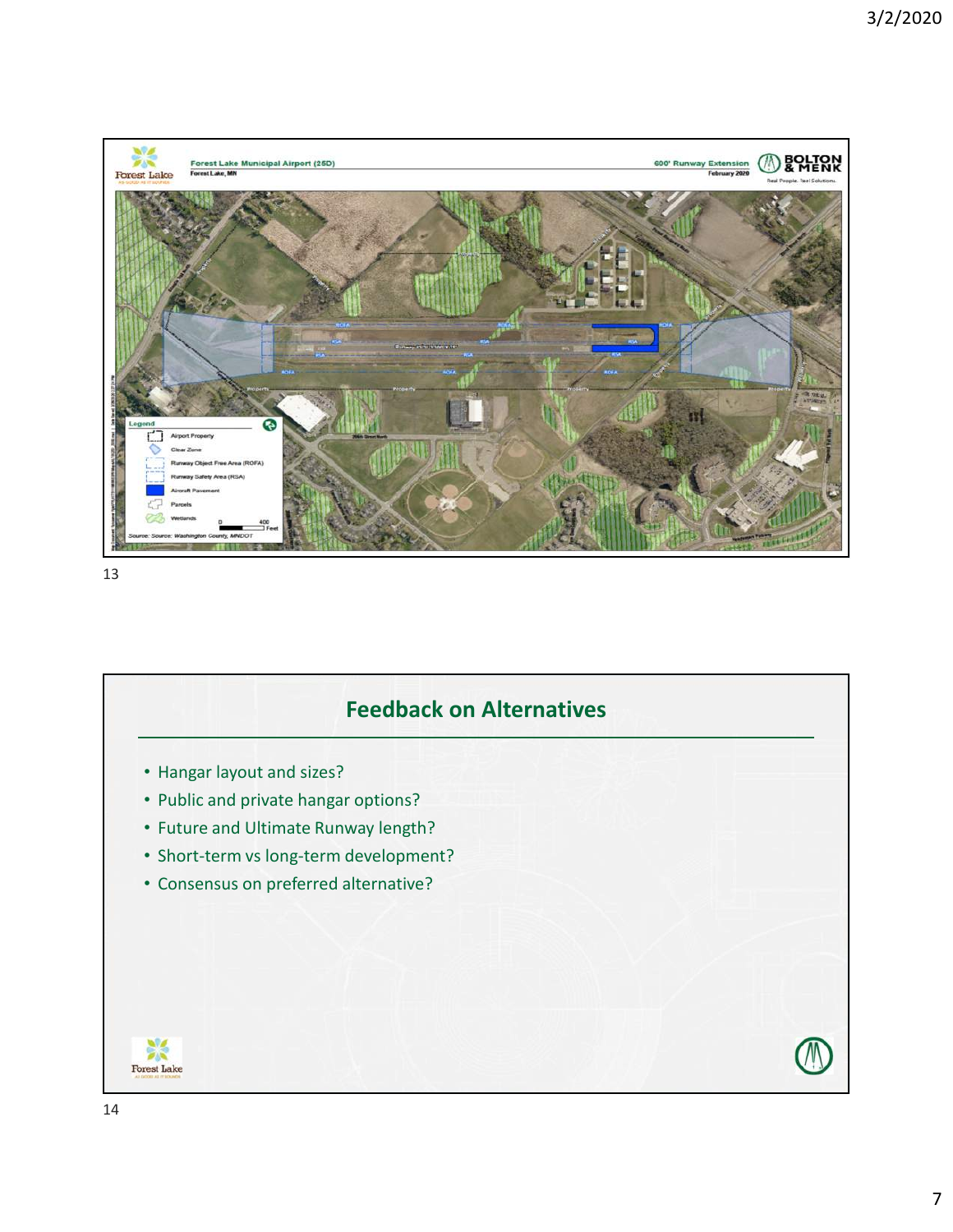Forest Lake Municipal Airport (25D)
Forest Lake, MN

600' Runway Extension
February 2020

Legend
- Airport Property
- Clear Zone
- Runway Object Free Area (ROFA)
- Runway Safety Area (RSA)
- Aircraft Pavement
- Parcels
- Wetlands

Source: Source: Washington County, MNDOT

## Feedback on Alternatives

- Hangar layout and sizes?
- Public and private hangar options?
- Future and Ultimate Runway length?
- Short-term vs long-term development?
- Consensus on preferred alternative?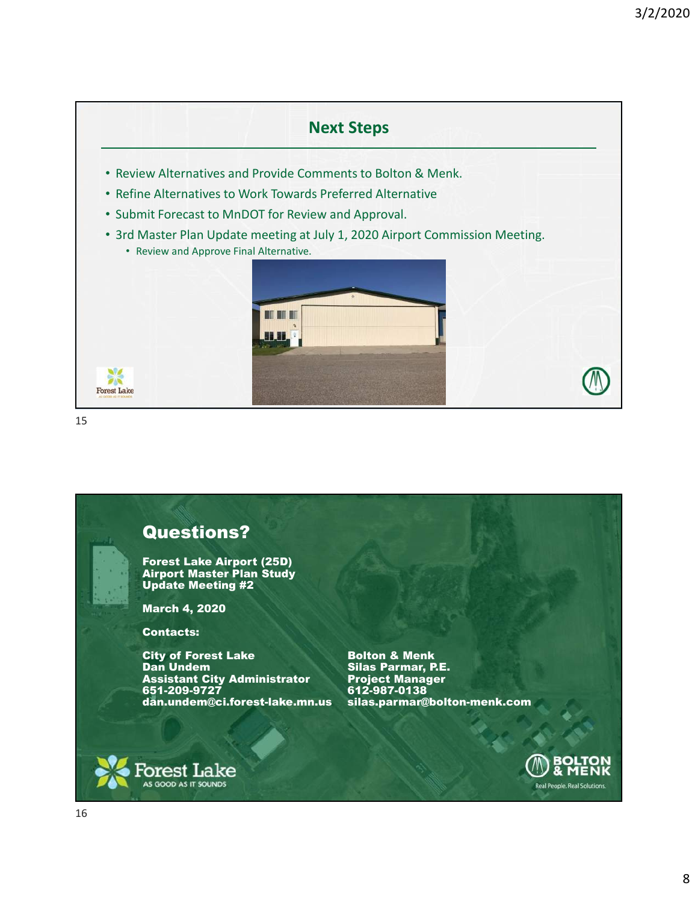## Next Steps

- Review Alternatives and Provide Comments to Bolton & Menk.
- Refine Alternatives to Work Towards Preferred Alternative
- Submit Forecast to MnDOT for Review and Approval.
- 3rd Master Plan Update meeting at July 1, 2020 Airport Commission Meeting.
  - Review and Approve Final Alternative.

## Questions?

**Forest Lake Airport (25D)**
**Airport Master Plan Study**
**Update Meeting #2**

**March 4, 2020**

**Contacts:**

**City of Forest Lake**
**Dan Undem**
**Assistant City Administrator**
**651-209-9727**
**dan.undem@ci.forest-lake.mn.us**

**Bolton & Menk**
**Silas Parmar, P.E.**
**Project Manager**
**612-987-0138**
**silas.parmar@bolton-menk.com**

Forest Lake
AS GOOD AS IT SOUNDS

BOLTON & MENK
Real People. Real Solutions.